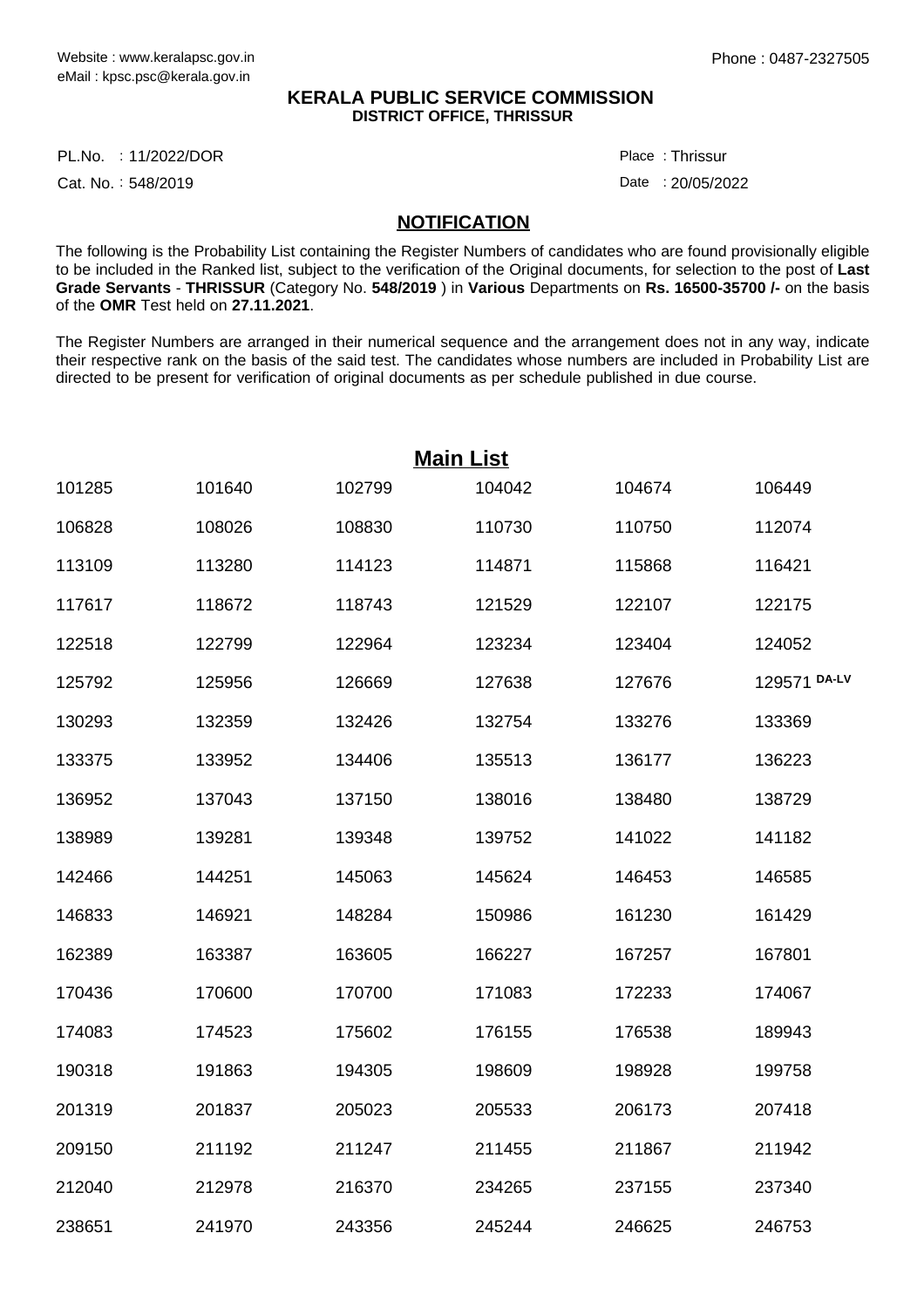Website : www.keralapsc.gov.in
eMail : kpsc.psc@kerala.gov.in

Phone : 0487-2327505

**KERALA PUBLIC SERVICE COMMISSION**
**DISTRICT OFFICE, THRISSUR**

PL.No. : 11/2022/DOR

Cat. No. : 548/2019

Place : Thrissur

Date : 20/05/2022

## NOTIFICATION

The following is the Probability List containing the Register Numbers of candidates who are found provisionally eligible to be included in the Ranked list, subject to the verification of the Original documents, for selection to the post of **Last Grade Servants** - **THRISSUR** (Category No. **548/2019** ) in **Various** Departments on **Rs. 16500-35700 /-** on the basis of the **OMR** Test held on **27.11.2021**.

The Register Numbers are arranged in their numerical sequence and the arrangement does not in any way, indicate their respective rank on the basis of the said test. The candidates whose numbers are included in Probability List are directed to be present for verification of original documents as per schedule published in due course.

## Main List

| | | | | | |
|---|---|---|---|---|---|
| 101285 | 101640 | 102799 | 104042 | 104674 | 106449 |
| 106828 | 108026 | 108830 | 110730 | 110750 | 112074 |
| 113109 | 113280 | 114123 | 114871 | 115868 | 116421 |
| 117617 | 118672 | 118743 | 121529 | 122107 | 122175 |
| 122518 | 122799 | 122964 | 123234 | 123404 | 124052 |
| 125792 | 125956 | 126669 | 127638 | 127676 | 129571 DA-LV |
| 130293 | 132359 | 132426 | 132754 | 133276 | 133369 |
| 133375 | 133952 | 134406 | 135513 | 136177 | 136223 |
| 136952 | 137043 | 137150 | 138016 | 138480 | 138729 |
| 138989 | 139281 | 139348 | 139752 | 141022 | 141182 |
| 142466 | 144251 | 145063 | 145624 | 146453 | 146585 |
| 146833 | 146921 | 148284 | 150986 | 161230 | 161429 |
| 162389 | 163387 | 163605 | 166227 | 167257 | 167801 |
| 170436 | 170600 | 170700 | 171083 | 172233 | 174067 |
| 174083 | 174523 | 175602 | 176155 | 176538 | 189943 |
| 190318 | 191863 | 194305 | 198609 | 198928 | 199758 |
| 201319 | 201837 | 205023 | 205533 | 206173 | 207418 |
| 209150 | 211192 | 211247 | 211455 | 211867 | 211942 |
| 212040 | 212978 | 216370 | 234265 | 237155 | 237340 |
| 238651 | 241970 | 243356 | 245244 | 246625 | 246753 |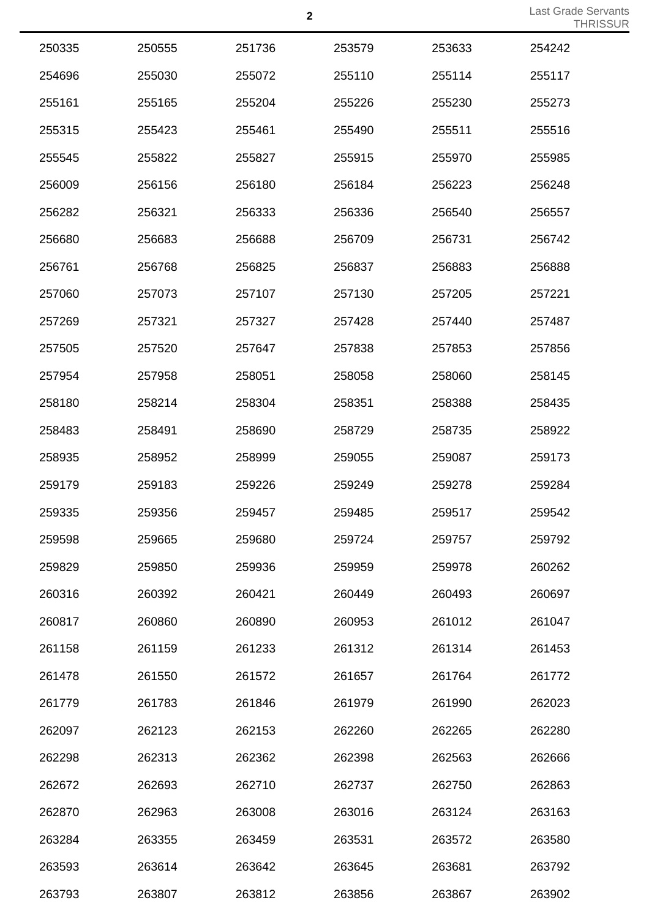| | | | | | |
|---|---|---|---|---|---|
| 250335 | 250555 | 251736 | 253579 | 253633 | 254242 |
| 254696 | 255030 | 255072 | 255110 | 255114 | 255117 |
| 255161 | 255165 | 255204 | 255226 | 255230 | 255273 |
| 255315 | 255423 | 255461 | 255490 | 255511 | 255516 |
| 255545 | 255822 | 255827 | 255915 | 255970 | 255985 |
| 256009 | 256156 | 256180 | 256184 | 256223 | 256248 |
| 256282 | 256321 | 256333 | 256336 | 256540 | 256557 |
| 256680 | 256683 | 256688 | 256709 | 256731 | 256742 |
| 256761 | 256768 | 256825 | 256837 | 256883 | 256888 |
| 257060 | 257073 | 257107 | 257130 | 257205 | 257221 |
| 257269 | 257321 | 257327 | 257428 | 257440 | 257487 |
| 257505 | 257520 | 257647 | 257838 | 257853 | 257856 |
| 257954 | 257958 | 258051 | 258058 | 258060 | 258145 |
| 258180 | 258214 | 258304 | 258351 | 258388 | 258435 |
| 258483 | 258491 | 258690 | 258729 | 258735 | 258922 |
| 258935 | 258952 | 258999 | 259055 | 259087 | 259173 |
| 259179 | 259183 | 259226 | 259249 | 259278 | 259284 |
| 259335 | 259356 | 259457 | 259485 | 259517 | 259542 |
| 259598 | 259665 | 259680 | 259724 | 259757 | 259792 |
| 259829 | 259850 | 259936 | 259959 | 259978 | 260262 |
| 260316 | 260392 | 260421 | 260449 | 260493 | 260697 |
| 260817 | 260860 | 260890 | 260953 | 261012 | 261047 |
| 261158 | 261159 | 261233 | 261312 | 261314 | 261453 |
| 261478 | 261550 | 261572 | 261657 | 261764 | 261772 |
| 261779 | 261783 | 261846 | 261979 | 261990 | 262023 |
| 262097 | 262123 | 262153 | 262260 | 262265 | 262280 |
| 262298 | 262313 | 262362 | 262398 | 262563 | 262666 |
| 262672 | 262693 | 262710 | 262737 | 262750 | 262863 |
| 262870 | 262963 | 263008 | 263016 | 263124 | 263163 |
| 263284 | 263355 | 263459 | 263531 | 263572 | 263580 |
| 263593 | 263614 | 263642 | 263645 | 263681 | 263792 |
| 263793 | 263807 | 263812 | 263856 | 263867 | 263902 |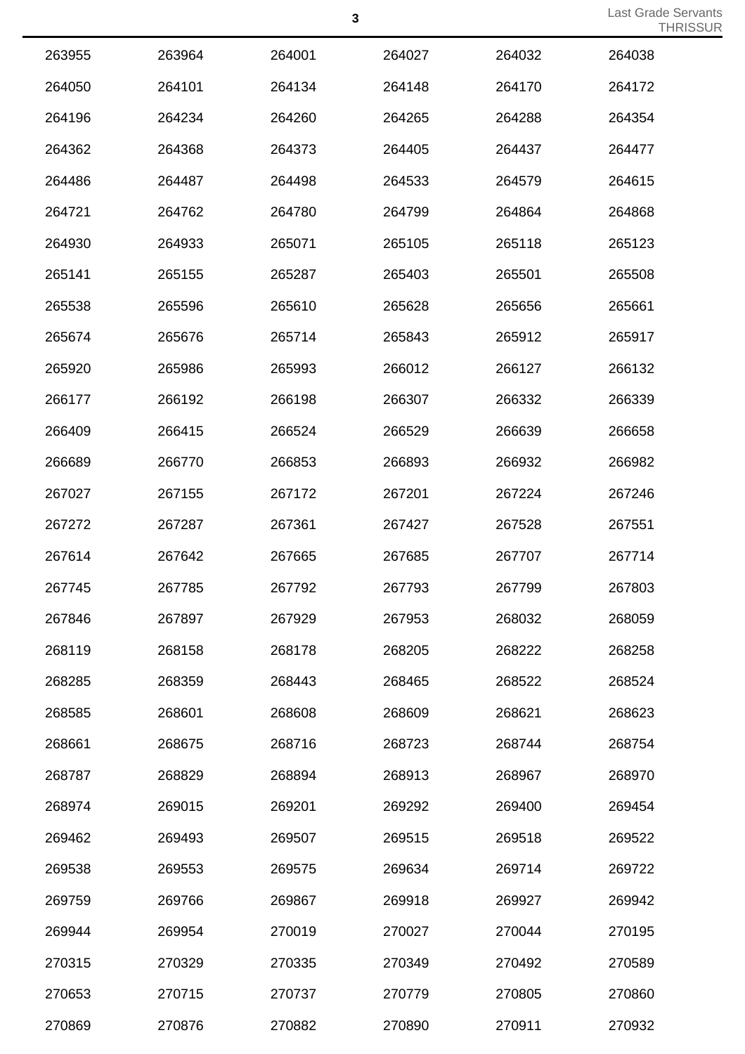| | | | | | |
|---|---|---|---|---|---|
| 263955 | 263964 | 264001 | 264027 | 264032 | 264038 |
| 264050 | 264101 | 264134 | 264148 | 264170 | 264172 |
| 264196 | 264234 | 264260 | 264265 | 264288 | 264354 |
| 264362 | 264368 | 264373 | 264405 | 264437 | 264477 |
| 264486 | 264487 | 264498 | 264533 | 264579 | 264615 |
| 264721 | 264762 | 264780 | 264799 | 264864 | 264868 |
| 264930 | 264933 | 265071 | 265105 | 265118 | 265123 |
| 265141 | 265155 | 265287 | 265403 | 265501 | 265508 |
| 265538 | 265596 | 265610 | 265628 | 265656 | 265661 |
| 265674 | 265676 | 265714 | 265843 | 265912 | 265917 |
| 265920 | 265986 | 265993 | 266012 | 266127 | 266132 |
| 266177 | 266192 | 266198 | 266307 | 266332 | 266339 |
| 266409 | 266415 | 266524 | 266529 | 266639 | 266658 |
| 266689 | 266770 | 266853 | 266893 | 266932 | 266982 |
| 267027 | 267155 | 267172 | 267201 | 267224 | 267246 |
| 267272 | 267287 | 267361 | 267427 | 267528 | 267551 |
| 267614 | 267642 | 267665 | 267685 | 267707 | 267714 |
| 267745 | 267785 | 267792 | 267793 | 267799 | 267803 |
| 267846 | 267897 | 267929 | 267953 | 268032 | 268059 |
| 268119 | 268158 | 268178 | 268205 | 268222 | 268258 |
| 268285 | 268359 | 268443 | 268465 | 268522 | 268524 |
| 268585 | 268601 | 268608 | 268609 | 268621 | 268623 |
| 268661 | 268675 | 268716 | 268723 | 268744 | 268754 |
| 268787 | 268829 | 268894 | 268913 | 268967 | 268970 |
| 268974 | 269015 | 269201 | 269292 | 269400 | 269454 |
| 269462 | 269493 | 269507 | 269515 | 269518 | 269522 |
| 269538 | 269553 | 269575 | 269634 | 269714 | 269722 |
| 269759 | 269766 | 269867 | 269918 | 269927 | 269942 |
| 269944 | 269954 | 270019 | 270027 | 270044 | 270195 |
| 270315 | 270329 | 270335 | 270349 | 270492 | 270589 |
| 270653 | 270715 | 270737 | 270779 | 270805 | 270860 |
| 270869 | 270876 | 270882 | 270890 | 270911 | 270932 |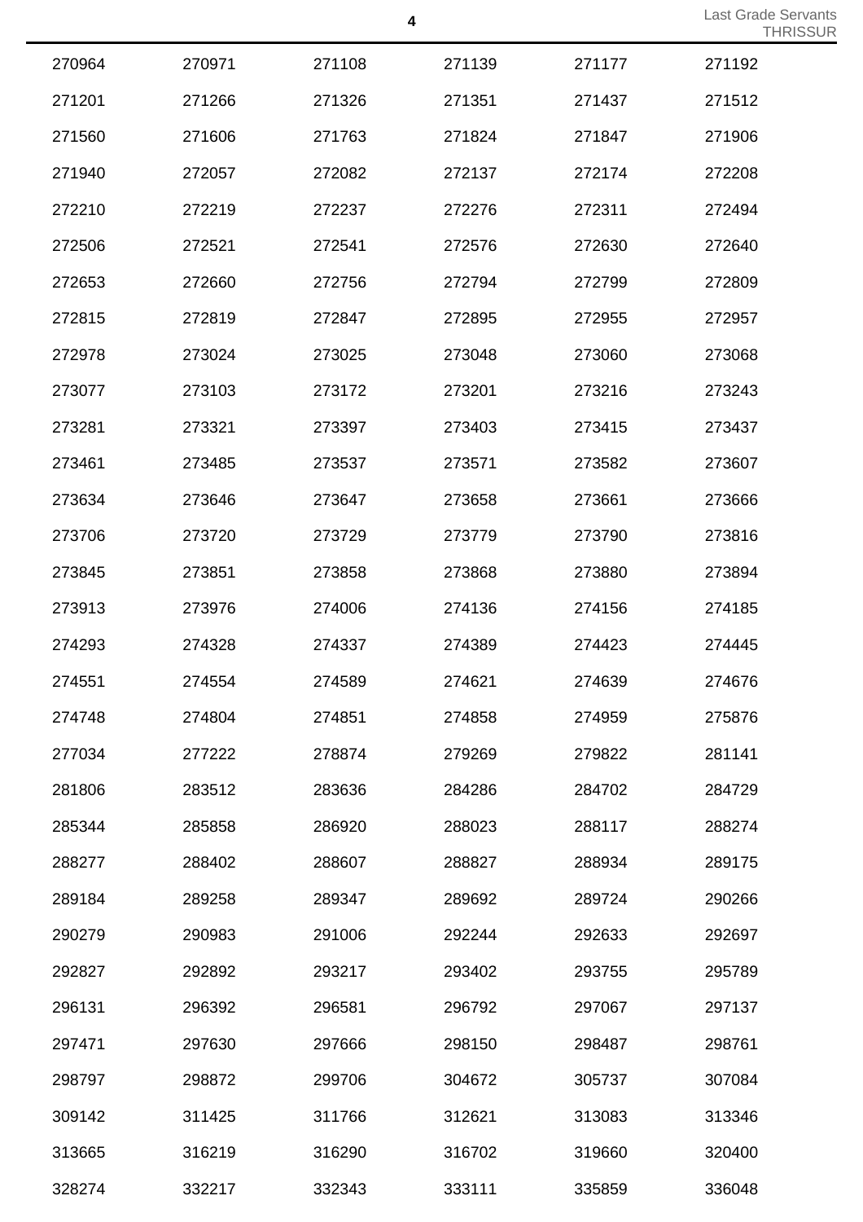| | | | | | |
|---|---|---|---|---|---|
| 270964 | 270971 | 271108 | 271139 | 271177 | 271192 |
| 271201 | 271266 | 271326 | 271351 | 271437 | 271512 |
| 271560 | 271606 | 271763 | 271824 | 271847 | 271906 |
| 271940 | 272057 | 272082 | 272137 | 272174 | 272208 |
| 272210 | 272219 | 272237 | 272276 | 272311 | 272494 |
| 272506 | 272521 | 272541 | 272576 | 272630 | 272640 |
| 272653 | 272660 | 272756 | 272794 | 272799 | 272809 |
| 272815 | 272819 | 272847 | 272895 | 272955 | 272957 |
| 272978 | 273024 | 273025 | 273048 | 273060 | 273068 |
| 273077 | 273103 | 273172 | 273201 | 273216 | 273243 |
| 273281 | 273321 | 273397 | 273403 | 273415 | 273437 |
| 273461 | 273485 | 273537 | 273571 | 273582 | 273607 |
| 273634 | 273646 | 273647 | 273658 | 273661 | 273666 |
| 273706 | 273720 | 273729 | 273779 | 273790 | 273816 |
| 273845 | 273851 | 273858 | 273868 | 273880 | 273894 |
| 273913 | 273976 | 274006 | 274136 | 274156 | 274185 |
| 274293 | 274328 | 274337 | 274389 | 274423 | 274445 |
| 274551 | 274554 | 274589 | 274621 | 274639 | 274676 |
| 274748 | 274804 | 274851 | 274858 | 274959 | 275876 |
| 277034 | 277222 | 278874 | 279269 | 279822 | 281141 |
| 281806 | 283512 | 283636 | 284286 | 284702 | 284729 |
| 285344 | 285858 | 286920 | 288023 | 288117 | 288274 |
| 288277 | 288402 | 288607 | 288827 | 288934 | 289175 |
| 289184 | 289258 | 289347 | 289692 | 289724 | 290266 |
| 290279 | 290983 | 291006 | 292244 | 292633 | 292697 |
| 292827 | 292892 | 293217 | 293402 | 293755 | 295789 |
| 296131 | 296392 | 296581 | 296792 | 297067 | 297137 |
| 297471 | 297630 | 297666 | 298150 | 298487 | 298761 |
| 298797 | 298872 | 299706 | 304672 | 305737 | 307084 |
| 309142 | 311425 | 311766 | 312621 | 313083 | 313346 |
| 313665 | 316219 | 316290 | 316702 | 319660 | 320400 |
| 328274 | 332217 | 332343 | 333111 | 335859 | 336048 |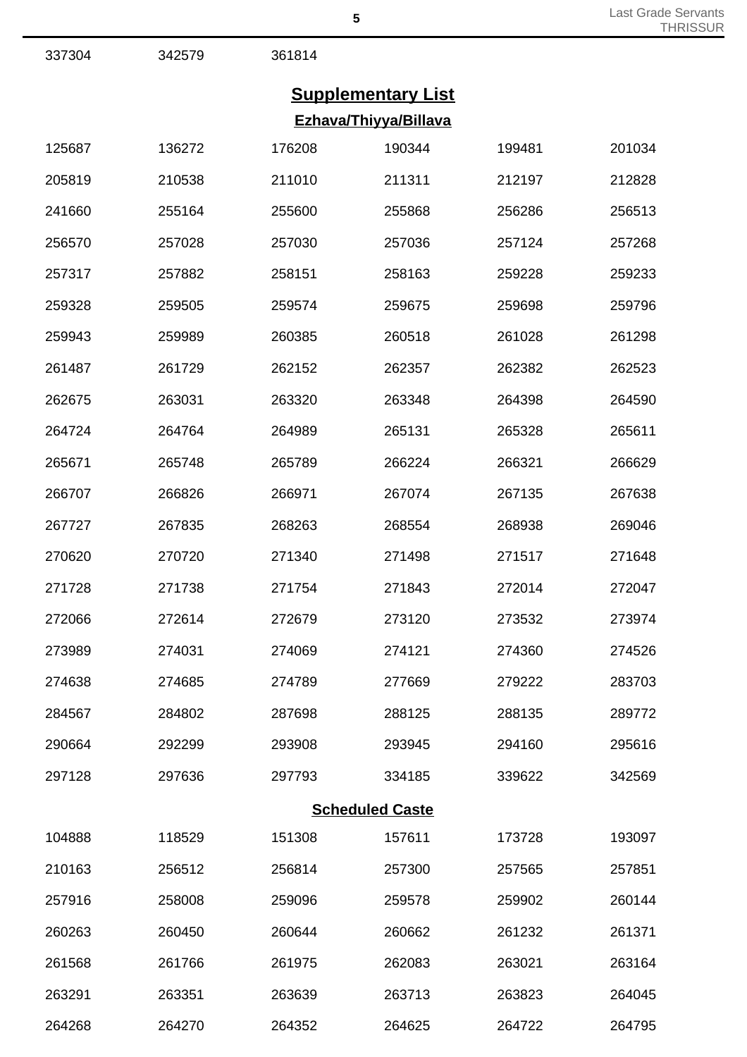| 337304 | 342579 | 361814 | | | |
|---|---|---|---|---|---|

## Supplementary List

### Ezhava/Thiyya/Billava

| | | | | | |
|---|---|---|---|---|---|
| 125687 | 136272 | 176208 | 190344 | 199481 | 201034 |
| 205819 | 210538 | 211010 | 211311 | 212197 | 212828 |
| 241660 | 255164 | 255600 | 255868 | 256286 | 256513 |
| 256570 | 257028 | 257030 | 257036 | 257124 | 257268 |
| 257317 | 257882 | 258151 | 258163 | 259228 | 259233 |
| 259328 | 259505 | 259574 | 259675 | 259698 | 259796 |
| 259943 | 259989 | 260385 | 260518 | 261028 | 261298 |
| 261487 | 261729 | 262152 | 262357 | 262382 | 262523 |
| 262675 | 263031 | 263320 | 263348 | 264398 | 264590 |
| 264724 | 264764 | 264989 | 265131 | 265328 | 265611 |
| 265671 | 265748 | 265789 | 266224 | 266321 | 266629 |
| 266707 | 266826 | 266971 | 267074 | 267135 | 267638 |
| 267727 | 267835 | 268263 | 268554 | 268938 | 269046 |
| 270620 | 270720 | 271340 | 271498 | 271517 | 271648 |
| 271728 | 271738 | 271754 | 271843 | 272014 | 272047 |
| 272066 | 272614 | 272679 | 273120 | 273532 | 273974 |
| 273989 | 274031 | 274069 | 274121 | 274360 | 274526 |
| 274638 | 274685 | 274789 | 277669 | 279222 | 283703 |
| 284567 | 284802 | 287698 | 288125 | 288135 | 289772 |
| 290664 | 292299 | 293908 | 293945 | 294160 | 295616 |
| 297128 | 297636 | 297793 | 334185 | 339622 | 342569 |

### Scheduled Caste

| | | | | | |
|---|---|---|---|---|---|
| 104888 | 118529 | 151308 | 157611 | 173728 | 193097 |
| 210163 | 256512 | 256814 | 257300 | 257565 | 257851 |
| 257916 | 258008 | 259096 | 259578 | 259902 | 260144 |
| 260263 | 260450 | 260644 | 260662 | 261232 | 261371 |
| 261568 | 261766 | 261975 | 262083 | 263021 | 263164 |
| 263291 | 263351 | 263639 | 263713 | 263823 | 264045 |
| 264268 | 264270 | 264352 | 264625 | 264722 | 264795 |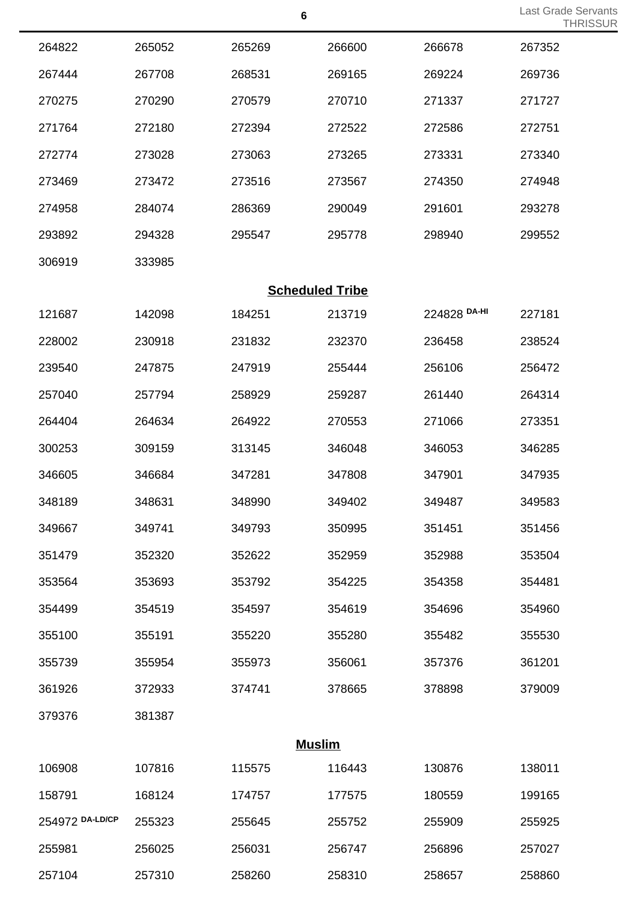| | | | | | |
|---|---|---|---|---|---|
| 264822 | 265052 | 265269 | 266600 | 266678 | 267352 |
| 267444 | 267708 | 268531 | 269165 | 269224 | 269736 |
| 270275 | 270290 | 270579 | 270710 | 271337 | 271727 |
| 271764 | 272180 | 272394 | 272522 | 272586 | 272751 |
| 272774 | 273028 | 273063 | 273265 | 273331 | 273340 |
| 273469 | 273472 | 273516 | 273567 | 274350 | 274948 |
| 274958 | 284074 | 286369 | 290049 | 291601 | 293278 |
| 293892 | 294328 | 295547 | 295778 | 298940 | 299552 |
| 306919 | 333985 | | | | |

## Scheduled Tribe

| | | | | | |
|---|---|---|---|---|---|
| 121687 | 142098 | 184251 | 213719 | 224828 DA-HI | 227181 |
| 228002 | 230918 | 231832 | 232370 | 236458 | 238524 |
| 239540 | 247875 | 247919 | 255444 | 256106 | 256472 |
| 257040 | 257794 | 258929 | 259287 | 261440 | 264314 |
| 264404 | 264634 | 264922 | 270553 | 271066 | 273351 |
| 300253 | 309159 | 313145 | 346048 | 346053 | 346285 |
| 346605 | 346684 | 347281 | 347808 | 347901 | 347935 |
| 348189 | 348631 | 348990 | 349402 | 349487 | 349583 |
| 349667 | 349741 | 349793 | 350995 | 351451 | 351456 |
| 351479 | 352320 | 352622 | 352959 | 352988 | 353504 |
| 353564 | 353693 | 353792 | 354225 | 354358 | 354481 |
| 354499 | 354519 | 354597 | 354619 | 354696 | 354960 |
| 355100 | 355191 | 355220 | 355280 | 355482 | 355530 |
| 355739 | 355954 | 355973 | 356061 | 357376 | 361201 |
| 361926 | 372933 | 374741 | 378665 | 378898 | 379009 |
| 379376 | 381387 | | | | |

## Muslim

| | | | | | |
|---|---|---|---|---|---|
| 106908 | 107816 | 115575 | 116443 | 130876 | 138011 |
| 158791 | 168124 | 174757 | 177575 | 180559 | 199165 |
| 254972 DA-LD/CP | 255323 | 255645 | 255752 | 255909 | 255925 |
| 255981 | 256025 | 256031 | 256747 | 256896 | 257027 |
| 257104 | 257310 | 258260 | 258310 | 258657 | 258860 |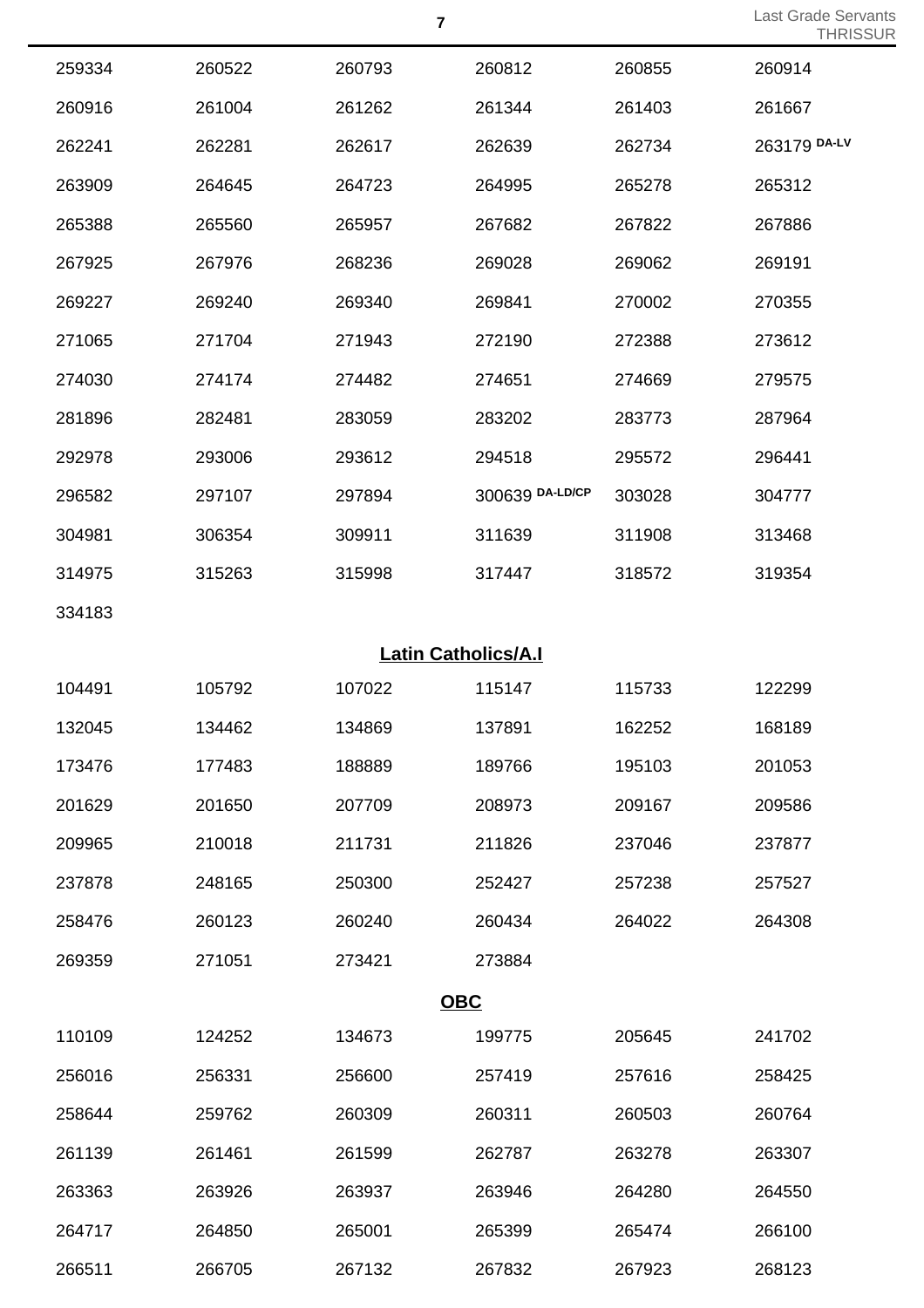| | | | | | |
|---|---|---|---|---|---|
| 259334 | 260522 | 260793 | 260812 | 260855 | 260914 |
| 260916 | 261004 | 261262 | 261344 | 261403 | 261667 |
| 262241 | 262281 | 262617 | 262639 | 262734 | 263179 DA-LV |
| 263909 | 264645 | 264723 | 264995 | 265278 | 265312 |
| 265388 | 265560 | 265957 | 267682 | 267822 | 267886 |
| 267925 | 267976 | 268236 | 269028 | 269062 | 269191 |
| 269227 | 269240 | 269340 | 269841 | 270002 | 270355 |
| 271065 | 271704 | 271943 | 272190 | 272388 | 273612 |
| 274030 | 274174 | 274482 | 274651 | 274669 | 279575 |
| 281896 | 282481 | 283059 | 283202 | 283773 | 287964 |
| 292978 | 293006 | 293612 | 294518 | 295572 | 296441 |
| 296582 | 297107 | 297894 | 300639 DA-LD/CP | 303028 | 304777 |
| 304981 | 306354 | 309911 | 311639 | 311908 | 313468 |
| 314975 | 315263 | 315998 | 317447 | 318572 | 319354 |
| 334183 | | | | | |

## Latin Catholics/A.I

| | | | | | |
|---|---|---|---|---|---|
| 104491 | 105792 | 107022 | 115147 | 115733 | 122299 |
| 132045 | 134462 | 134869 | 137891 | 162252 | 168189 |
| 173476 | 177483 | 188889 | 189766 | 195103 | 201053 |
| 201629 | 201650 | 207709 | 208973 | 209167 | 209586 |
| 209965 | 210018 | 211731 | 211826 | 237046 | 237877 |
| 237878 | 248165 | 250300 | 252427 | 257238 | 257527 |
| 258476 | 260123 | 260240 | 260434 | 264022 | 264308 |
| 269359 | 271051 | 273421 | 273884 | | |

## OBC

| | | | | | |
|---|---|---|---|---|---|
| 110109 | 124252 | 134673 | 199775 | 205645 | 241702 |
| 256016 | 256331 | 256600 | 257419 | 257616 | 258425 |
| 258644 | 259762 | 260309 | 260311 | 260503 | 260764 |
| 261139 | 261461 | 261599 | 262787 | 263278 | 263307 |
| 263363 | 263926 | 263937 | 263946 | 264280 | 264550 |
| 264717 | 264850 | 265001 | 265399 | 265474 | 266100 |
| 266511 | 266705 | 267132 | 267832 | 267923 | 268123 |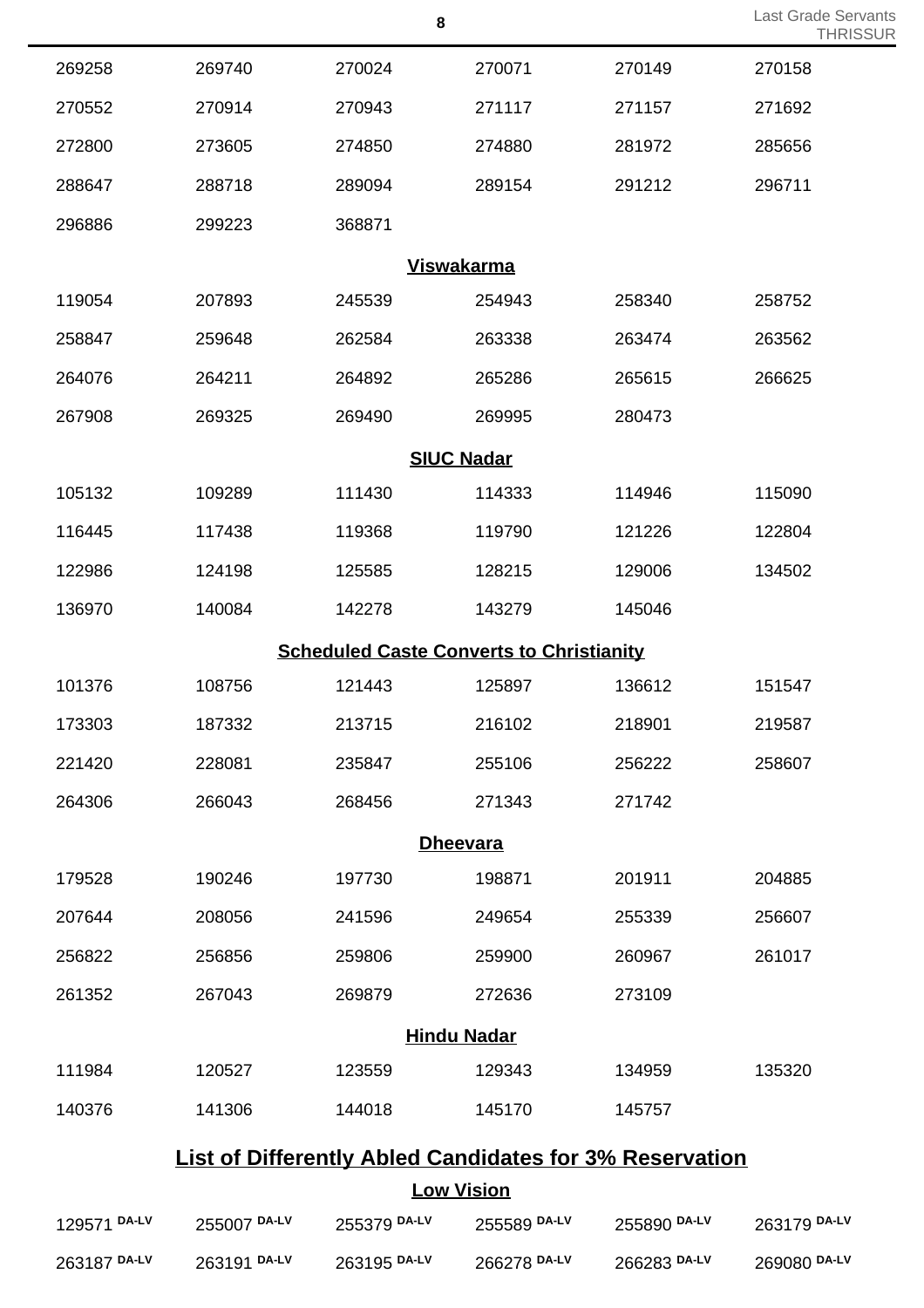| | | | | | |
|---|---|---|---|---|---|
| 269258 | 269740 | 270024 | 270071 | 270149 | 270158 |
| 270552 | 270914 | 270943 | 271117 | 271157 | 271692 |
| 272800 | 273605 | 274850 | 274880 | 281972 | 285656 |
| 288647 | 288718 | 289094 | 289154 | 291212 | 296711 |
| 296886 | 299223 | 368871 | | | |

### Viswakarma

| | | | | | |
|---|---|---|---|---|---|
| 119054 | 207893 | 245539 | 254943 | 258340 | 258752 |
| 258847 | 259648 | 262584 | 263338 | 263474 | 263562 |
| 264076 | 264211 | 264892 | 265286 | 265615 | 266625 |
| 267908 | 269325 | 269490 | 269995 | 280473 | |

### SIUC Nadar

| | | | | | |
|---|---|---|---|---|---|
| 105132 | 109289 | 111430 | 114333 | 114946 | 115090 |
| 116445 | 117438 | 119368 | 119790 | 121226 | 122804 |
| 122986 | 124198 | 125585 | 128215 | 129006 | 134502 |
| 136970 | 140084 | 142278 | 143279 | 145046 | |

### Scheduled Caste Converts to Christianity

| | | | | | |
|---|---|---|---|---|---|
| 101376 | 108756 | 121443 | 125897 | 136612 | 151547 |
| 173303 | 187332 | 213715 | 216102 | 218901 | 219587 |
| 221420 | 228081 | 235847 | 255106 | 256222 | 258607 |
| 264306 | 266043 | 268456 | 271343 | 271742 | |

### Dheevara

| | | | | | |
|---|---|---|---|---|---|
| 179528 | 190246 | 197730 | 198871 | 201911 | 204885 |
| 207644 | 208056 | 241596 | 249654 | 255339 | 256607 |
| 256822 | 256856 | 259806 | 259900 | 260967 | 261017 |
| 261352 | 267043 | 269879 | 272636 | 273109 | |

### Hindu Nadar

| | | | | | |
|---|---|---|---|---|---|
| 111984 | 120527 | 123559 | 129343 | 134959 | 135320 |
| 140376 | 141306 | 144018 | 145170 | 145757 | |

## List of Differently Abled Candidates for 3% Reservation

### Low Vision

| | | | | | |
|---|---|---|---|---|---|
| 129571 DA-LV | 255007 DA-LV | 255379 DA-LV | 255589 DA-LV | 255890 DA-LV | 263179 DA-LV |
| 263187 DA-LV | 263191 DA-LV | 263195 DA-LV | 266278 DA-LV | 266283 DA-LV | 269080 DA-LV |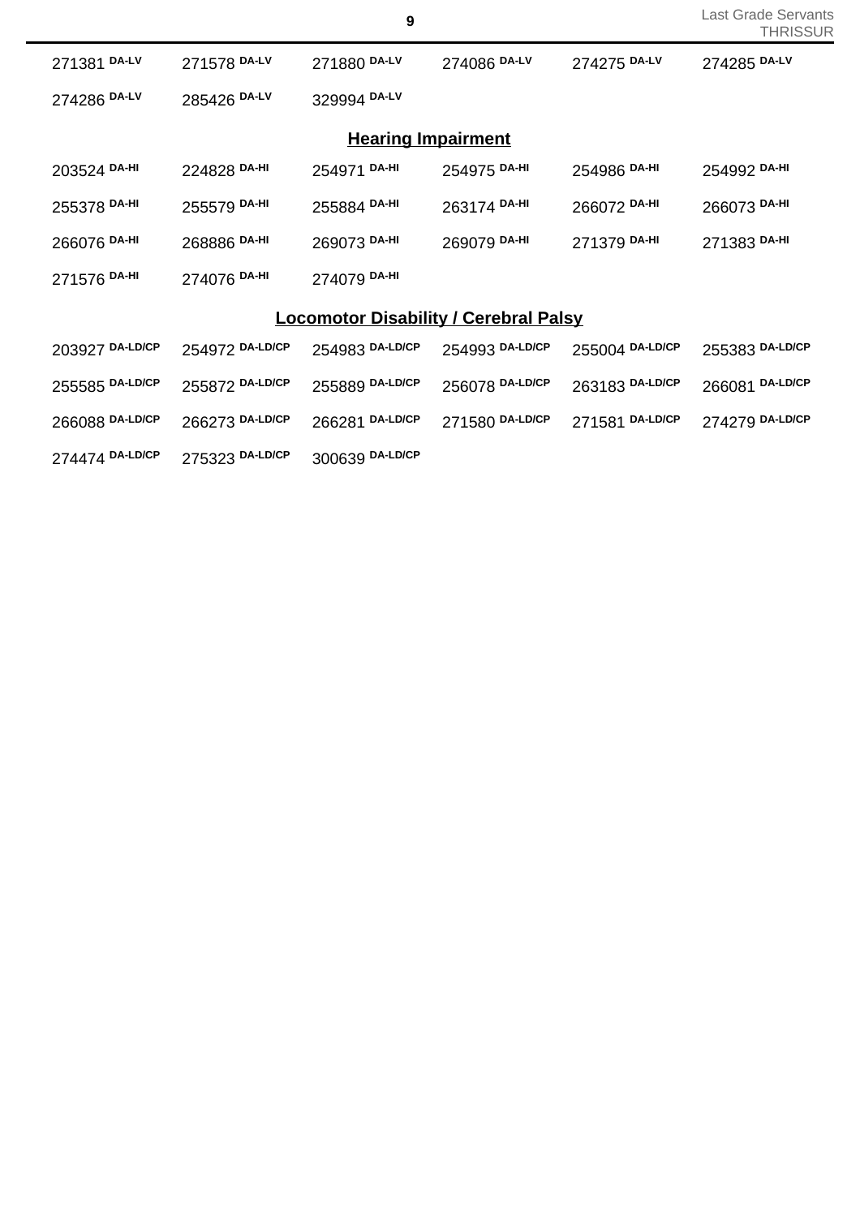271381 DA-LV    271578 DA-LV    271880 DA-LV    274086 DA-LV    274275 DA-LV    274285 DA-LV

274286 DA-LV    285426 DA-LV    329994 DA-LV

## Hearing Impairment

203524 DA-HI    224828 DA-HI    254971 DA-HI    254975 DA-HI    254986 DA-HI    254992 DA-HI

255378 DA-HI    255579 DA-HI    255884 DA-HI    263174 DA-HI    266072 DA-HI    266073 DA-HI

266076 DA-HI    268886 DA-HI    269073 DA-HI    269079 DA-HI    271379 DA-HI    271383 DA-HI

271576 DA-HI    274076 DA-HI    274079 DA-HI

## Locomotor Disability / Cerebral Palsy

203927 DA-LD/CP    254972 DA-LD/CP    254983 DA-LD/CP    254993 DA-LD/CP    255004 DA-LD/CP    255383 DA-LD/CP

255585 DA-LD/CP    255872 DA-LD/CP    255889 DA-LD/CP    256078 DA-LD/CP    263183 DA-LD/CP    266081 DA-LD/CP

266088 DA-LD/CP    266273 DA-LD/CP    266281 DA-LD/CP    271580 DA-LD/CP    271581 DA-LD/CP    274279 DA-LD/CP

274474 DA-LD/CP    275323 DA-LD/CP    300639 DA-LD/CP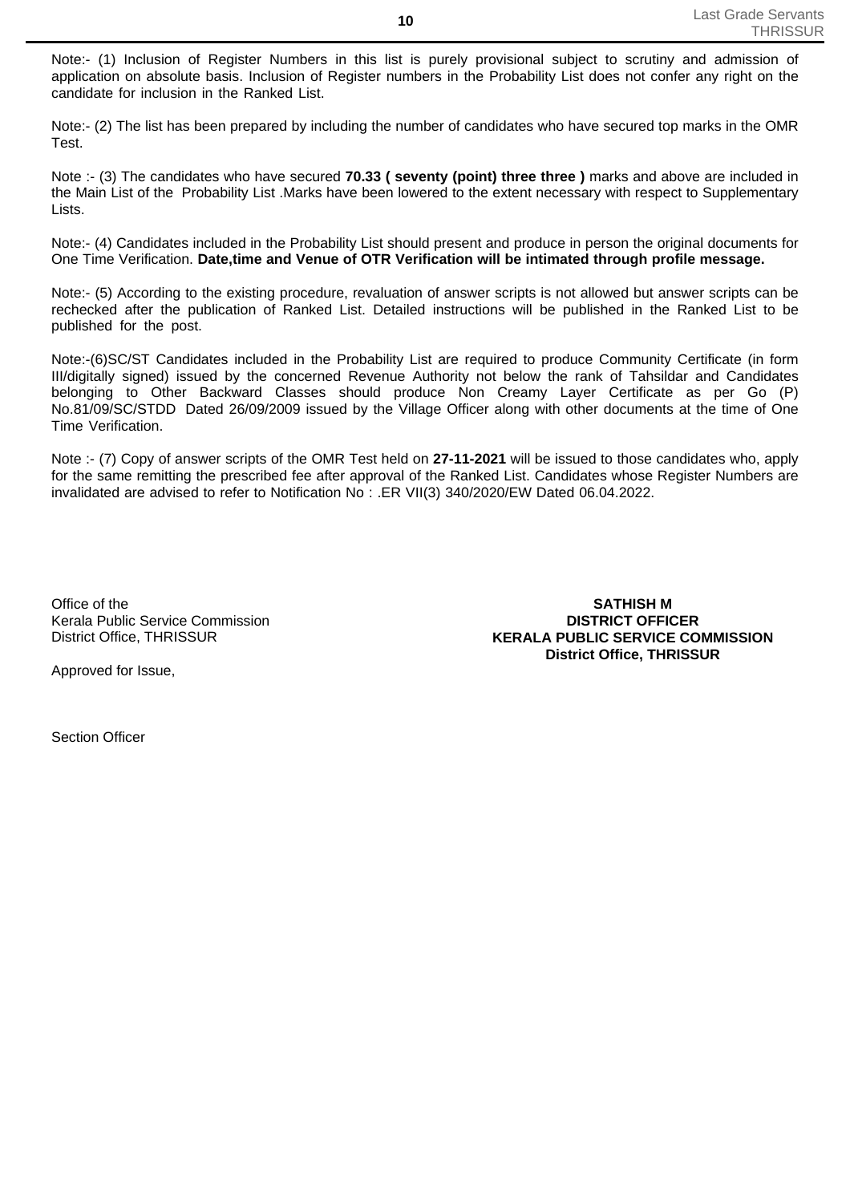Note:- (1) Inclusion of Register Numbers in this list is purely provisional subject to scrutiny and admission of application on absolute basis. Inclusion of Register numbers in the Probability List does not confer any right on the candidate for inclusion in the Ranked List.

Note:- (2) The list has been prepared by including the number of candidates who have secured top marks in the OMR Test.

Note :- (3) The candidates who have secured **70.33 ( seventy (point) three three )** marks and above are included in the Main List of the Probability List .Marks have been lowered to the extent necessary with respect to Supplementary Lists.

Note:- (4) Candidates included in the Probability List should present and produce in person the original documents for One Time Verification. **Date,time and Venue of OTR Verification will be intimated through profile message.**

Note:- (5) According to the existing procedure, revaluation of answer scripts is not allowed but answer scripts can be rechecked after the publication of Ranked List. Detailed instructions will be published in the Ranked List to be published for the post.

Note:-(6)SC/ST Candidates included in the Probability List are required to produce Community Certificate (in form III/digitally signed) issued by the concerned Revenue Authority not below the rank of Tahsildar and Candidates belonging to Other Backward Classes should produce Non Creamy Layer Certificate as per Go (P) No.81/09/SC/STDD Dated 26/09/2009 issued by the Village Officer along with other documents at the time of One Time Verification.

Note :- (7) Copy of answer scripts of the OMR Test held on **27-11-2021** will be issued to those candidates who, apply for the same remitting the prescribed fee after approval of the Ranked List. Candidates whose Register Numbers are invalidated are advised to refer to Notification No : .ER VII(3) 340/2020/EW Dated 06.04.2022.

Office of the
Kerala Public Service Commission
District Office, THRISSUR

**SATHISH M**
**DISTRICT OFFICER**
**KERALA PUBLIC SERVICE COMMISSION**
**District Office, THRISSUR**

Approved for Issue,

Section Officer